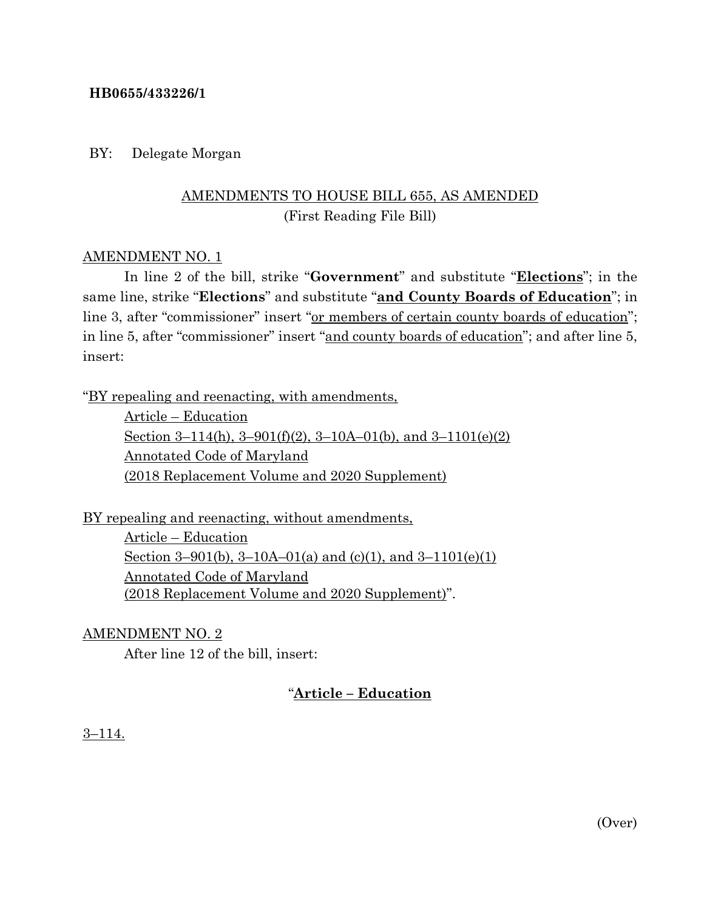**HB0655/433226/1**

BY: Delegate Morgan

AMENDMENTS TO HOUSE BILL 655, AS AMENDED
(First Reading File Bill)

AMENDMENT NO. 1

In line 2 of the bill, strike "**Government**" and substitute "**Elections**"; in the same line, strike "**Elections**" and substitute "**and County Boards of Education**"; in line 3, after "commissioner" insert "or members of certain county boards of education"; in line 5, after "commissioner" insert "and county boards of education"; and after line 5, insert:

"BY repealing and reenacting, with amendments,
Article – Education
Section 3–114(h), 3–901(f)(2), 3–10A–01(b), and 3–1101(e)(2)
Annotated Code of Maryland
(2018 Replacement Volume and 2020 Supplement)

BY repealing and reenacting, without amendments,
Article – Education
Section 3–901(b), 3–10A–01(a) and (c)(1), and 3–1101(e)(1)
Annotated Code of Maryland
(2018 Replacement Volume and 2020 Supplement)".

AMENDMENT NO. 2

After line 12 of the bill, insert:

"**Article – Education**

3–114.

(Over)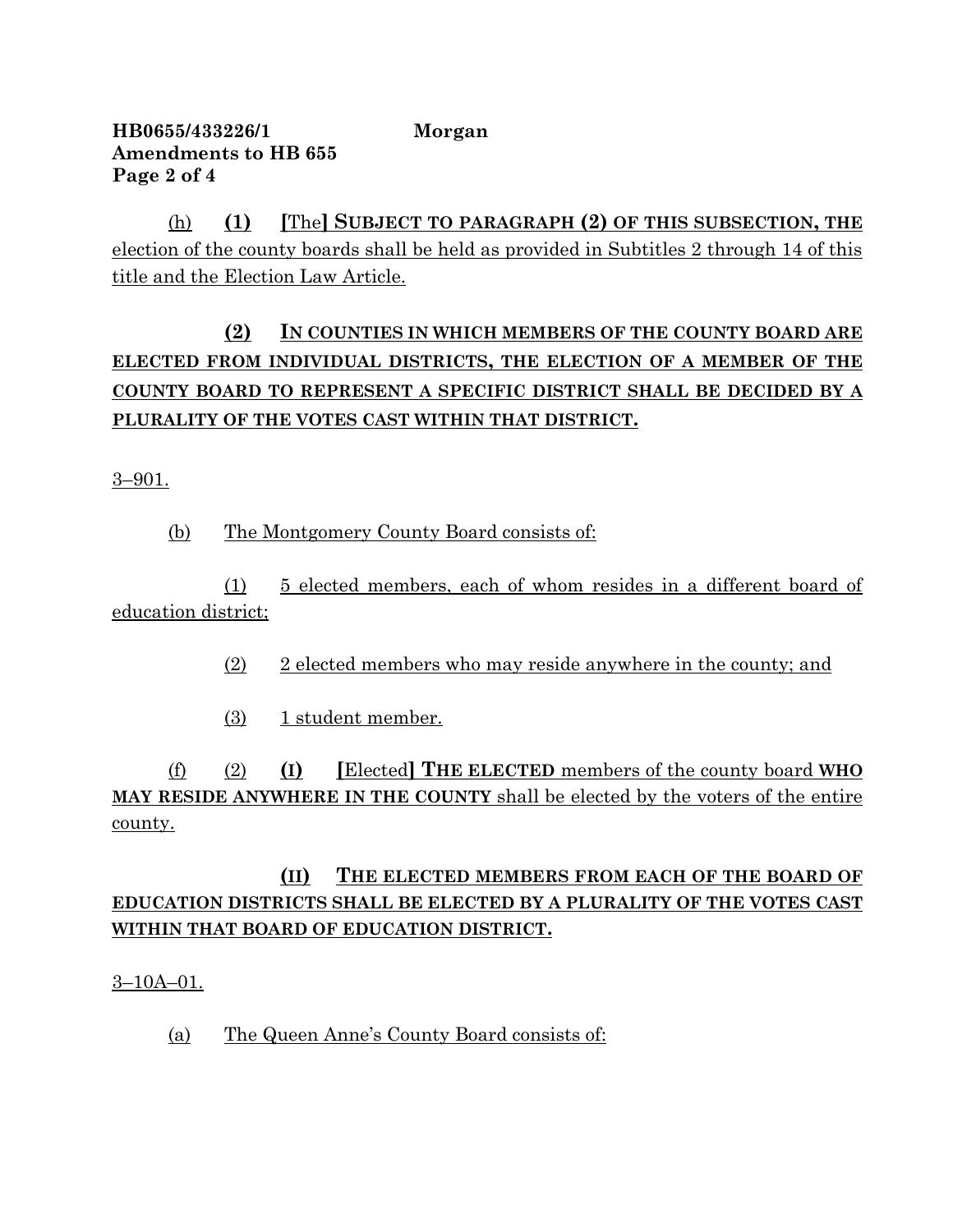(h) **(1)** **[**The**]** **SUBJECT TO PARAGRAPH (2) OF THIS SUBSECTION, THE** election of the county boards shall be held as provided in Subtitles 2 through 14 of this title and the Election Law Article.

**(2)** **IN COUNTIES IN WHICH MEMBERS OF THE COUNTY BOARD ARE ELECTED FROM INDIVIDUAL DISTRICTS, THE ELECTION OF A MEMBER OF THE COUNTY BOARD TO REPRESENT A SPECIFIC DISTRICT SHALL BE DECIDED BY A PLURALITY OF THE VOTES CAST WITHIN THAT DISTRICT.**

3–901.

(b) The Montgomery County Board consists of:

(1) 5 elected members, each of whom resides in a different board of education district;

(2) 2 elected members who may reside anywhere in the county; and

(3) 1 student member.

(f) (2) **(I)** **[**Elected**]** **THE ELECTED** members of the county board **WHO MAY RESIDE ANYWHERE IN THE COUNTY** shall be elected by the voters of the entire county.

**(II)** **THE ELECTED MEMBERS FROM EACH OF THE BOARD OF EDUCATION DISTRICTS SHALL BE ELECTED BY A PLURALITY OF THE VOTES CAST WITHIN THAT BOARD OF EDUCATION DISTRICT.**

3–10A–01.

(a) The Queen Anne's County Board consists of: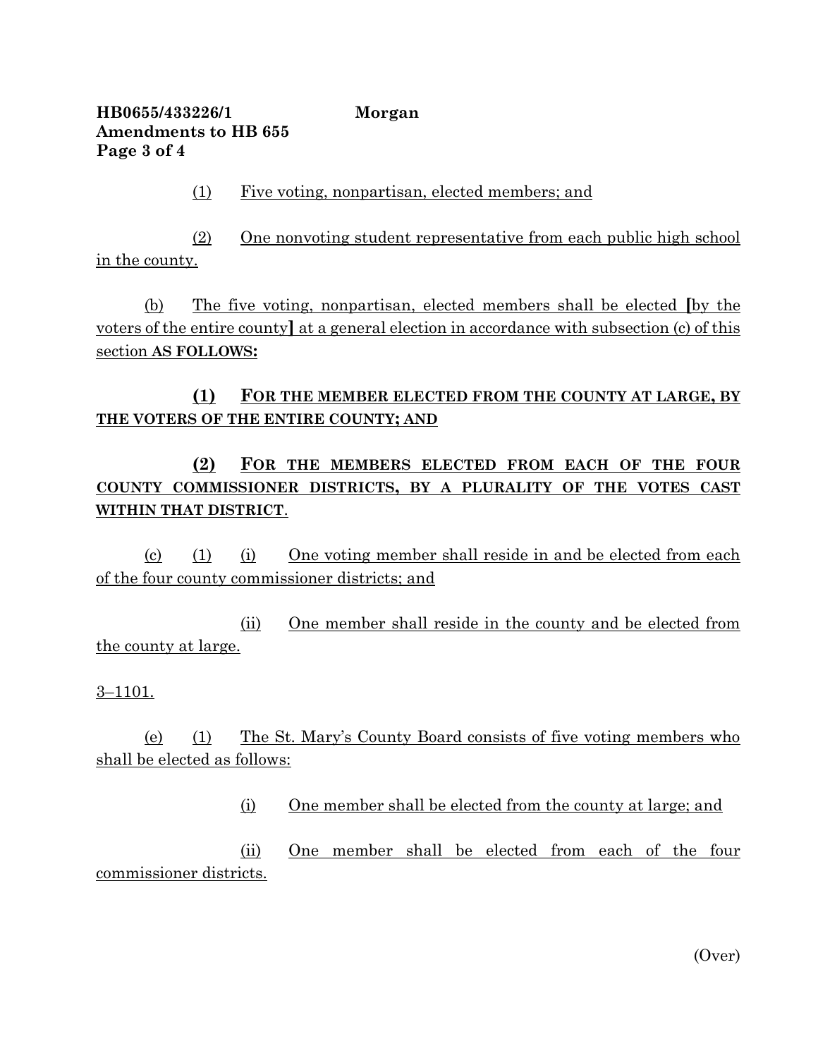(1) Five voting, nonpartisan, elected members; and

(2) One nonvoting student representative from each public high school in the county.

(b) The five voting, nonpartisan, elected members shall be elected [by the voters of the entire county] at a general election in accordance with subsection (c) of this section **AS FOLLOWS:**

**(1) FOR THE MEMBER ELECTED FROM THE COUNTY AT LARGE, BY THE VOTERS OF THE ENTIRE COUNTY; AND**

**(2) FOR THE MEMBERS ELECTED FROM EACH OF THE FOUR COUNTY COMMISSIONER DISTRICTS, BY A PLURALITY OF THE VOTES CAST WITHIN THAT DISTRICT.**

(c) (1) (i) One voting member shall reside in and be elected from each of the four county commissioner districts; and

(ii) One member shall reside in the county and be elected from the county at large.

3–1101.

(e) (1) The St. Mary's County Board consists of five voting members who shall be elected as follows:

(i) One member shall be elected from the county at large; and

(ii) One member shall be elected from each of the four commissioner districts.

(Over)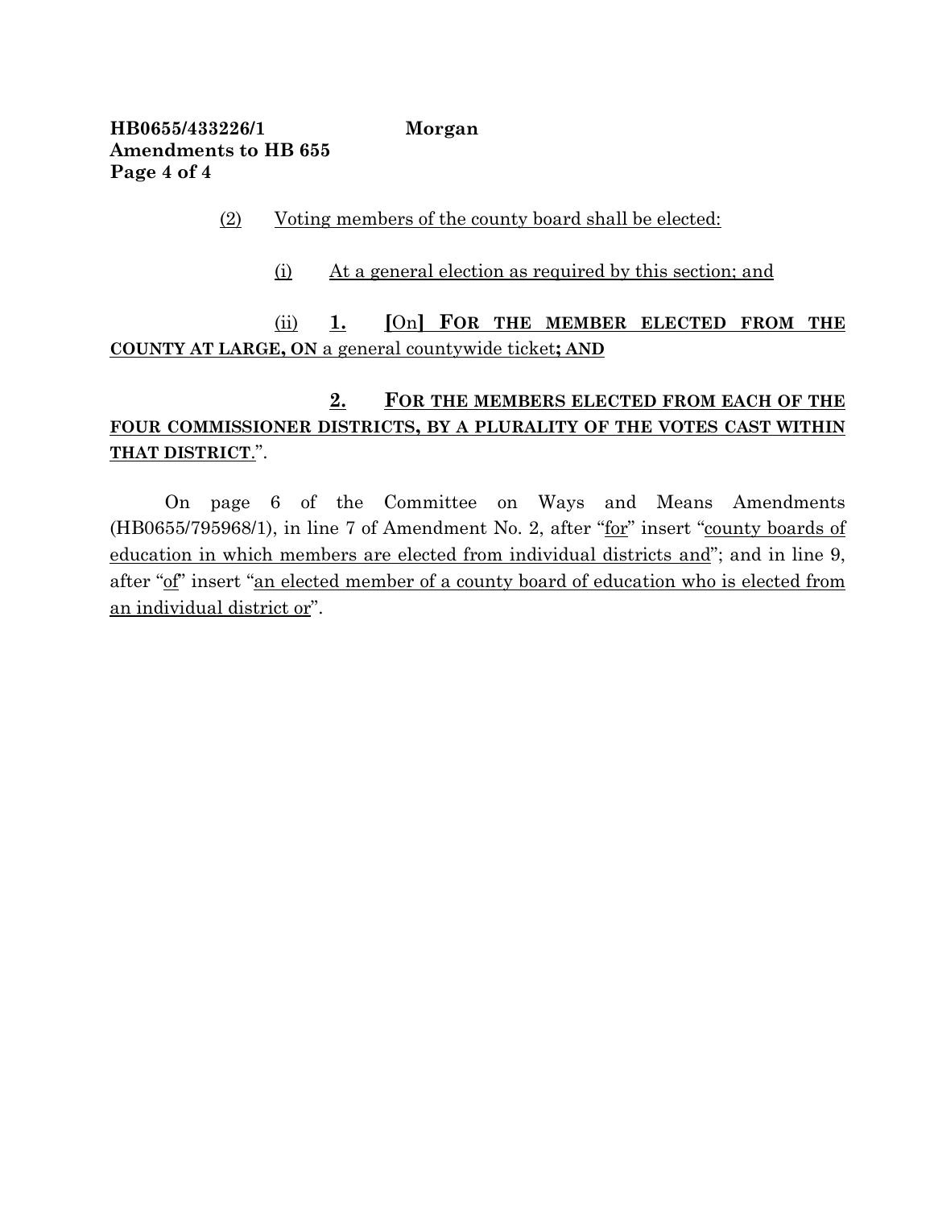(2) Voting members of the county board shall be elected:

(i) At a general election as required by this section; and

(ii) **1.** **[**On**]** **FOR THE MEMBER ELECTED FROM THE COUNTY AT LARGE, ON** a general countywide ticket**; AND**

**2.** **FOR THE MEMBERS ELECTED FROM EACH OF THE FOUR COMMISSIONER DISTRICTS, BY A PLURALITY OF THE VOTES CAST WITHIN THAT DISTRICT**.".

On page 6 of the Committee on Ways and Means Amendments (HB0655/795968/1), in line 7 of Amendment No. 2, after "for" insert "county boards of education in which members are elected from individual districts and"; and in line 9, after "of" insert "an elected member of a county board of education who is elected from an individual district or".